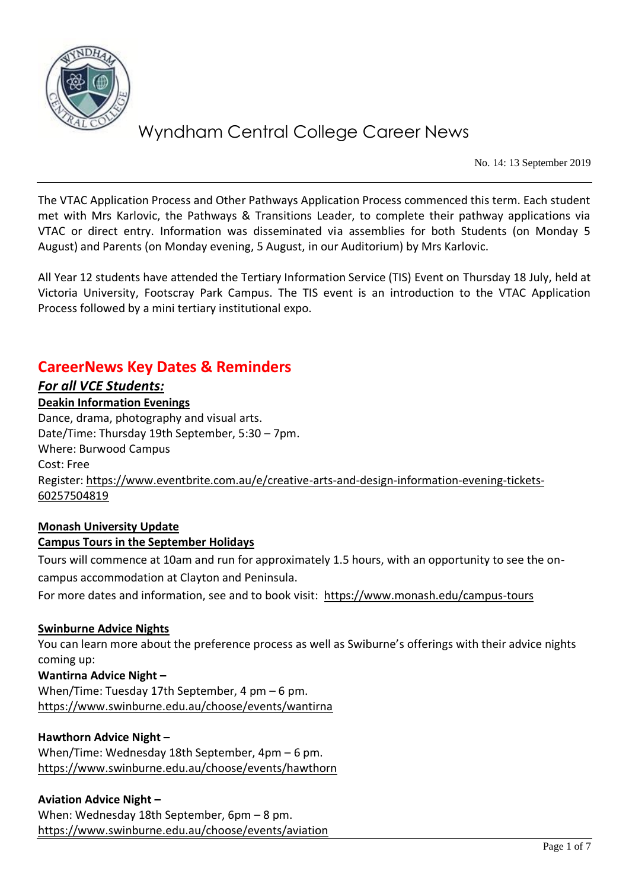# Wyndham Central College Career News

No. 14: 13 September 2019

The VTAC Application Process and Other Pathways Application Process commenced this term. Each student met with Mrs Karlovic, the Pathways & Transitions Leader, to complete their pathway applications via VTAC or direct entry. Information was disseminated via assemblies for both Students (on Monday 5 August) and Parents (on Monday evening, 5 August, in our Auditorium) by Mrs Karlovic.

All Year 12 students have attended the Tertiary Information Service (TIS) Event on Thursday 18 July, held at Victoria University, Footscray Park Campus. The TIS event is an introduction to the VTAC Application Process followed by a mini tertiary institutional expo.

## CareerNews Key Dates & Reminders

### ***For all VCE Students:***

**Deakin Information Evenings**

Dance, drama, photography and visual arts.
Date/Time: Thursday 19th September, 5:30 – 7pm.
Where: Burwood Campus
Cost: Free
Register: https://www.eventbrite.com.au/e/creative-arts-and-design-information-evening-tickets-60257504819

**Monash University Update**

**Campus Tours in the September Holidays**

Tours will commence at 10am and run for approximately 1.5 hours, with an opportunity to see the on-campus accommodation at Clayton and Peninsula.
For more dates and information, see and to book visit: https://www.monash.edu/campus-tours

**Swinburne Advice Nights**

You can learn more about the preference process as well as Swiburne's offerings with their advice nights coming up:

**Wantirna Advice Night –**
When/Time: Tuesday 17th September, 4 pm – 6 pm.
https://www.swinburne.edu.au/choose/events/wantirna

**Hawthorn Advice Night –**
When/Time: Wednesday 18th September, 4pm – 6 pm.
https://www.swinburne.edu.au/choose/events/hawthorn

**Aviation Advice Night –**
When: Wednesday 18th September, 6pm – 8 pm.
https://www.swinburne.edu.au/choose/events/aviation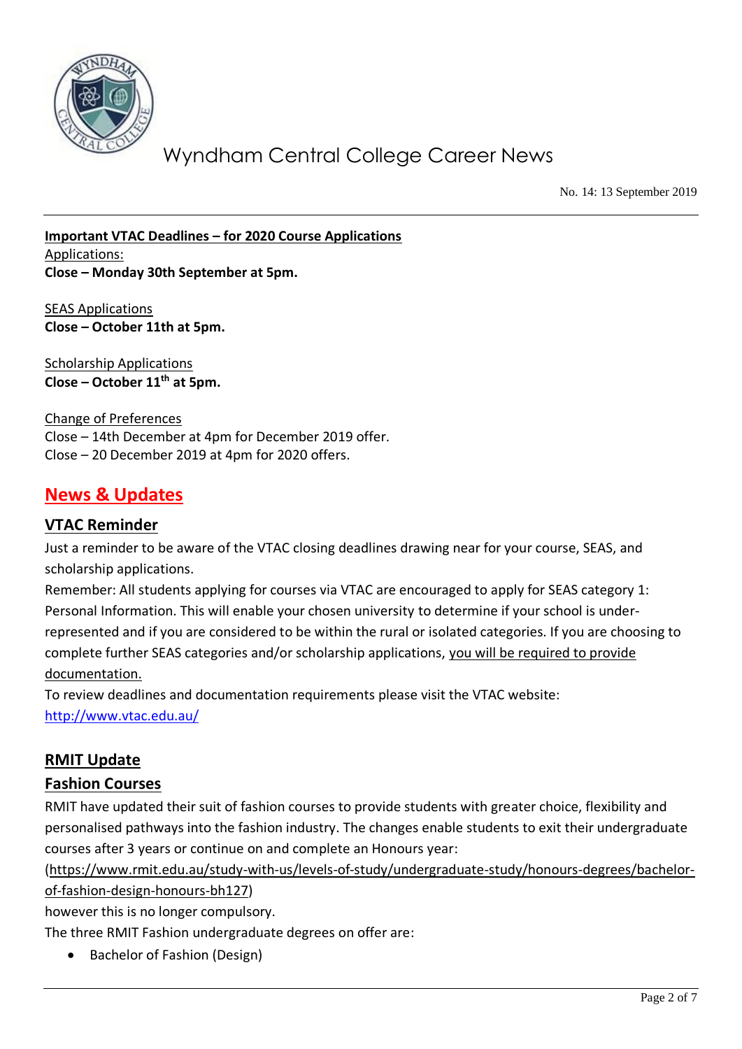**Important VTAC Deadlines – for 2020 Course Applications**

Applications:

**Close – Monday 30th September at 5pm.**

SEAS Applications

**Close – October 11th at 5pm.**

Scholarship Applications

**Close – October 11th at 5pm.**

Change of Preferences

Close – 14th December at 4pm for December 2019 offer.

Close – 20 December 2019 at 4pm for 2020 offers.

## News & Updates

### VTAC Reminder

Just a reminder to be aware of the VTAC closing deadlines drawing near for your course, SEAS, and scholarship applications.

Remember: All students applying for courses via VTAC are encouraged to apply for SEAS category 1: Personal Information. This will enable your chosen university to determine if your school is under-represented and if you are considered to be within the rural or isolated categories. If you are choosing to complete further SEAS categories and/or scholarship applications, you will be required to provide documentation.

To review deadlines and documentation requirements please visit the VTAC website: http://www.vtac.edu.au/

### RMIT Update

### Fashion Courses

RMIT have updated their suit of fashion courses to provide students with greater choice, flexibility and personalised pathways into the fashion industry. The changes enable students to exit their undergraduate courses after 3 years or continue on and complete an Honours year: (https://www.rmit.edu.au/study-with-us/levels-of-study/undergraduate-study/honours-degrees/bachelor-of-fashion-design-honours-bh127)

however this is no longer compulsory.

The three RMIT Fashion undergraduate degrees on offer are:

- Bachelor of Fashion (Design)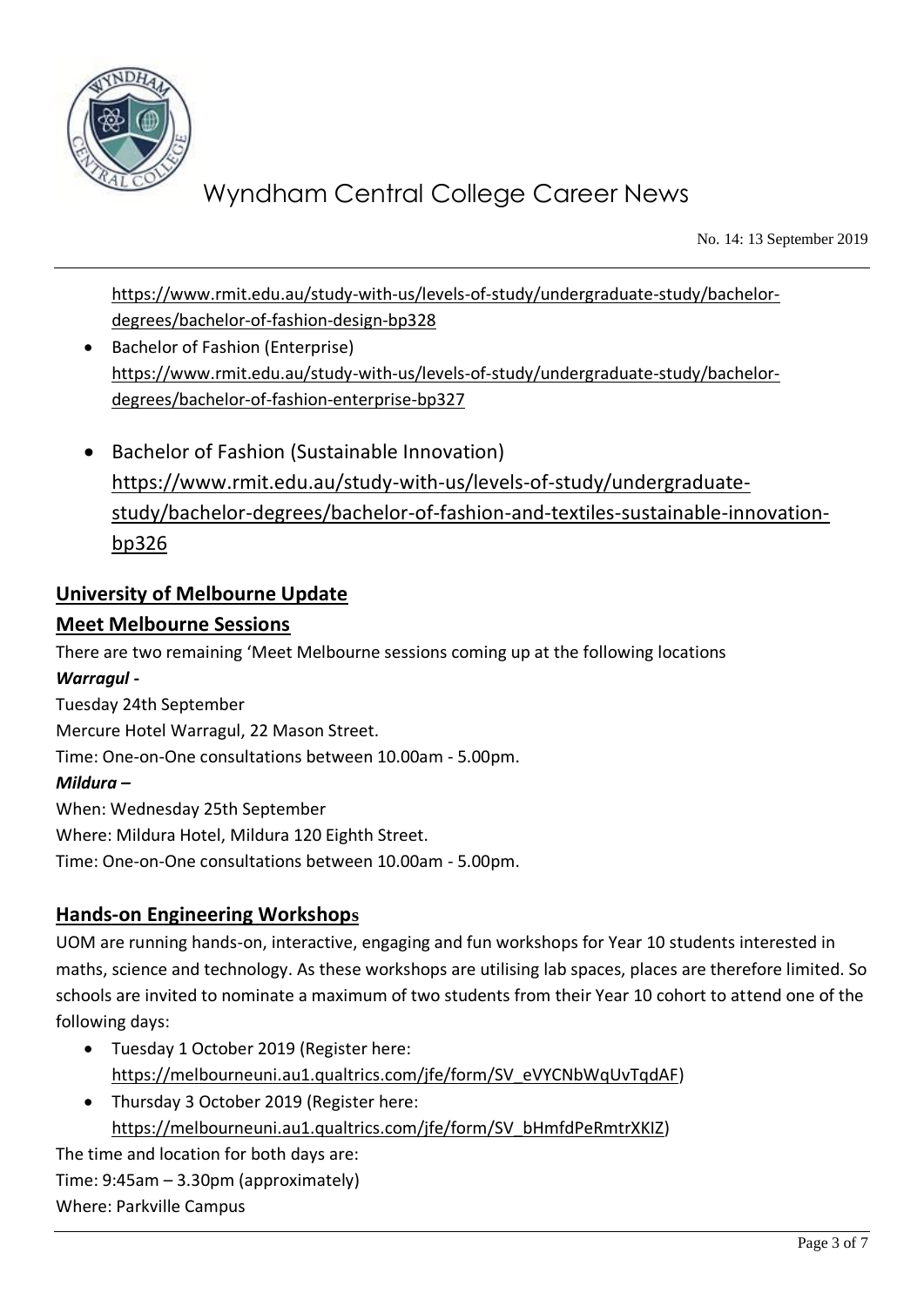https://www.rmit.edu.au/study-with-us/levels-of-study/undergraduate-study/bachelor-degrees/bachelor-of-fashion-design-bp328

- Bachelor of Fashion (Enterprise) https://www.rmit.edu.au/study-with-us/levels-of-study/undergraduate-study/bachelor-degrees/bachelor-of-fashion-enterprise-bp327
- Bachelor of Fashion (Sustainable Innovation) https://www.rmit.edu.au/study-with-us/levels-of-study/undergraduate-study/bachelor-degrees/bachelor-of-fashion-and-textiles-sustainable-innovation-bp326

## University of Melbourne Update

## Meet Melbourne Sessions

There are two remaining 'Meet Melbourne sessions coming up at the following locations

***Warragul -***

Tuesday 24th September

Mercure Hotel Warragul, 22 Mason Street.

Time: One-on-One consultations between 10.00am - 5.00pm.

***Mildura –***

When: Wednesday 25th September

Where: Mildura Hotel, Mildura 120 Eighth Street.

Time: One-on-One consultations between 10.00am - 5.00pm.

## Hands-on Engineering Workshops

UOM are running hands-on, interactive, engaging and fun workshops for Year 10 students interested in maths, science and technology. As these workshops are utilising lab spaces, places are therefore limited. So schools are invited to nominate a maximum of two students from their Year 10 cohort to attend one of the following days:

- Tuesday 1 October 2019 (Register here: https://melbourneuni.au1.qualtrics.com/jfe/form/SV_eVYCNbWqUvTqdAF)
- Thursday 3 October 2019 (Register here: https://melbourneuni.au1.qualtrics.com/jfe/form/SV_bHmfdPeRmtrXKIZ)

The time and location for both days are:

Time: 9:45am – 3.30pm (approximately)

Where: Parkville Campus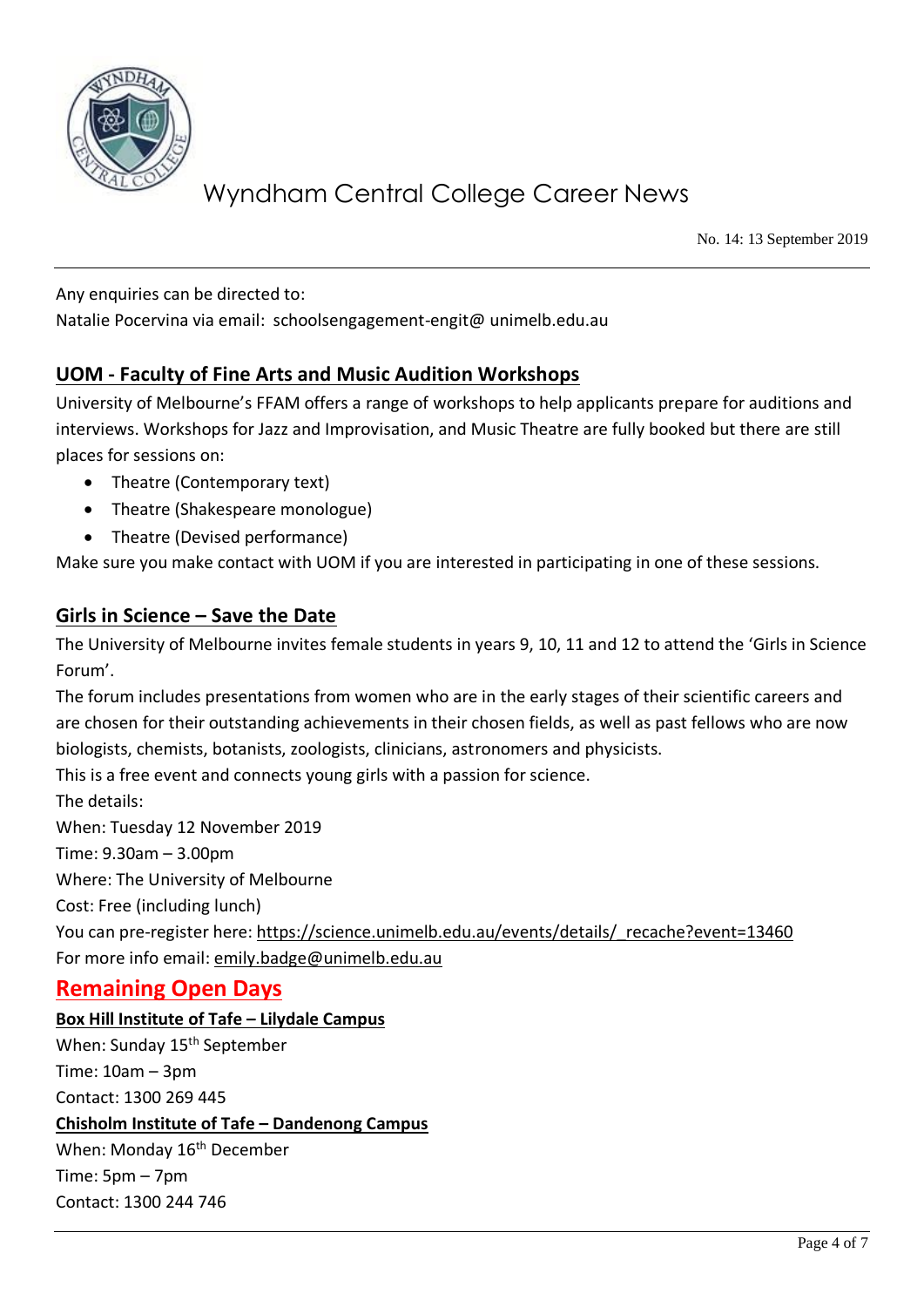Any enquiries can be directed to:
Natalie Pocervina via email: schoolsengagement-engit@ unimelb.edu.au

## UOM - Faculty of Fine Arts and Music Audition Workshops

University of Melbourne's FFAM offers a range of workshops to help applicants prepare for auditions and interviews. Workshops for Jazz and Improvisation, and Music Theatre are fully booked but there are still places for sessions on:

- Theatre (Contemporary text)
- Theatre (Shakespeare monologue)
- Theatre (Devised performance)

Make sure you make contact with UOM if you are interested in participating in one of these sessions.

## Girls in Science – Save the Date

The University of Melbourne invites female students in years 9, 10, 11 and 12 to attend the 'Girls in Science Forum'.
The forum includes presentations from women who are in the early stages of their scientific careers and are chosen for their outstanding achievements in their chosen fields, as well as past fellows who are now biologists, chemists, botanists, zoologists, clinicians, astronomers and physicists.
This is a free event and connects young girls with a passion for science.
The details:
When: Tuesday 12 November 2019
Time: 9.30am – 3.00pm
Where: The University of Melbourne
Cost: Free (including lunch)
You can pre-register here: https://science.unimelb.edu.au/events/details/_recache?event=13460
For more info email: emily.badge@unimelb.edu.au

# Remaining Open Days

### Box Hill Institute of Tafe – Lilydale Campus

When: Sunday 15th September
Time: 10am – 3pm
Contact: 1300 269 445

### Chisholm Institute of Tafe – Dandenong Campus

When: Monday 16th December
Time: 5pm – 7pm
Contact: 1300 244 746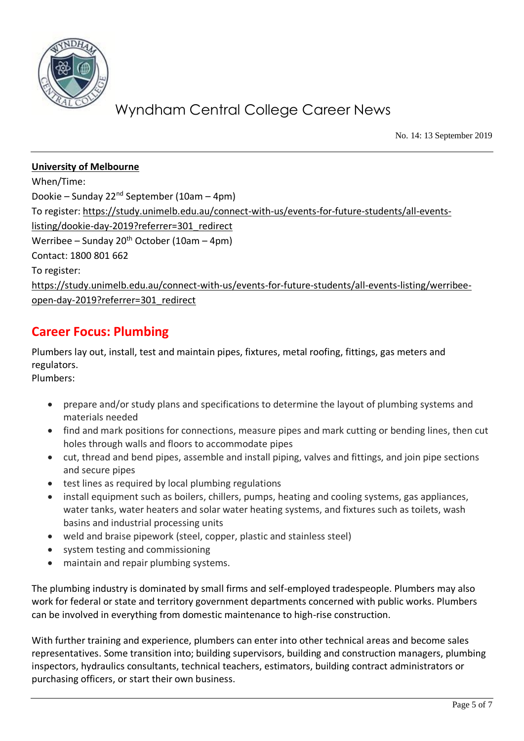**University of Melbourne**

When/Time:

Dookie – Sunday 22nd September (10am – 4pm)

To register: https://study.unimelb.edu.au/connect-with-us/events-for-future-students/all-events-listing/dookie-day-2019?referrer=301_redirect

Werribee – Sunday 20th October (10am – 4pm)

Contact: 1800 801 662

To register:

https://study.unimelb.edu.au/connect-with-us/events-for-future-students/all-events-listing/werribee-open-day-2019?referrer=301_redirect

## Career Focus: Plumbing

Plumbers lay out, install, test and maintain pipes, fixtures, metal roofing, fittings, gas meters and regulators.

Plumbers:

- prepare and/or study plans and specifications to determine the layout of plumbing systems and materials needed
- find and mark positions for connections, measure pipes and mark cutting or bending lines, then cut holes through walls and floors to accommodate pipes
- cut, thread and bend pipes, assemble and install piping, valves and fittings, and join pipe sections and secure pipes
- test lines as required by local plumbing regulations
- install equipment such as boilers, chillers, pumps, heating and cooling systems, gas appliances, water tanks, water heaters and solar water heating systems, and fixtures such as toilets, wash basins and industrial processing units
- weld and braise pipework (steel, copper, plastic and stainless steel)
- system testing and commissioning
- maintain and repair plumbing systems.

The plumbing industry is dominated by small firms and self-employed tradespeople. Plumbers may also work for federal or state and territory government departments concerned with public works. Plumbers can be involved in everything from domestic maintenance to high-rise construction.

With further training and experience, plumbers can enter into other technical areas and become sales representatives. Some transition into; building supervisors, building and construction managers, plumbing inspectors, hydraulics consultants, technical teachers, estimators, building contract administrators or purchasing officers, or start their own business.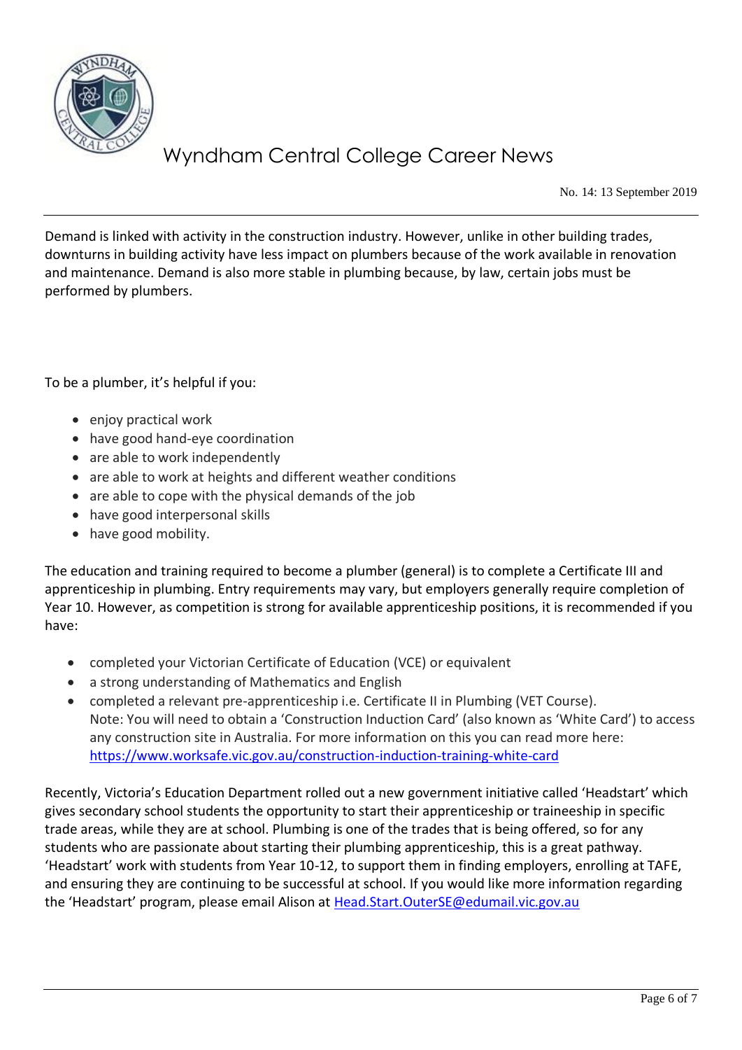Demand is linked with activity in the construction industry. However, unlike in other building trades, downturns in building activity have less impact on plumbers because of the work available in renovation and maintenance. Demand is also more stable in plumbing because, by law, certain jobs must be performed by plumbers.

To be a plumber, it's helpful if you:

- enjoy practical work
- have good hand-eye coordination
- are able to work independently
- are able to work at heights and different weather conditions
- are able to cope with the physical demands of the job
- have good interpersonal skills
- have good mobility.

The education and training required to become a plumber (general) is to complete a Certificate III and apprenticeship in plumbing. Entry requirements may vary, but employers generally require completion of Year 10. However, as competition is strong for available apprenticeship positions, it is recommended if you have:

- completed your Victorian Certificate of Education (VCE) or equivalent
- a strong understanding of Mathematics and English
- completed a relevant pre-apprenticeship i.e. Certificate II in Plumbing (VET Course).
  Note: You will need to obtain a 'Construction Induction Card' (also known as 'White Card') to access any construction site in Australia. For more information on this you can read more here: https://www.worksafe.vic.gov.au/construction-induction-training-white-card

Recently, Victoria's Education Department rolled out a new government initiative called 'Headstart' which gives secondary school students the opportunity to start their apprenticeship or traineeship in specific trade areas, while they are at school. Plumbing is one of the trades that is being offered, so for any students who are passionate about starting their plumbing apprenticeship, this is a great pathway. 'Headstart' work with students from Year 10-12, to support them in finding employers, enrolling at TAFE, and ensuring they are continuing to be successful at school. If you would like more information regarding the 'Headstart' program, please email Alison at Head.Start.OuterSE@edumail.vic.gov.au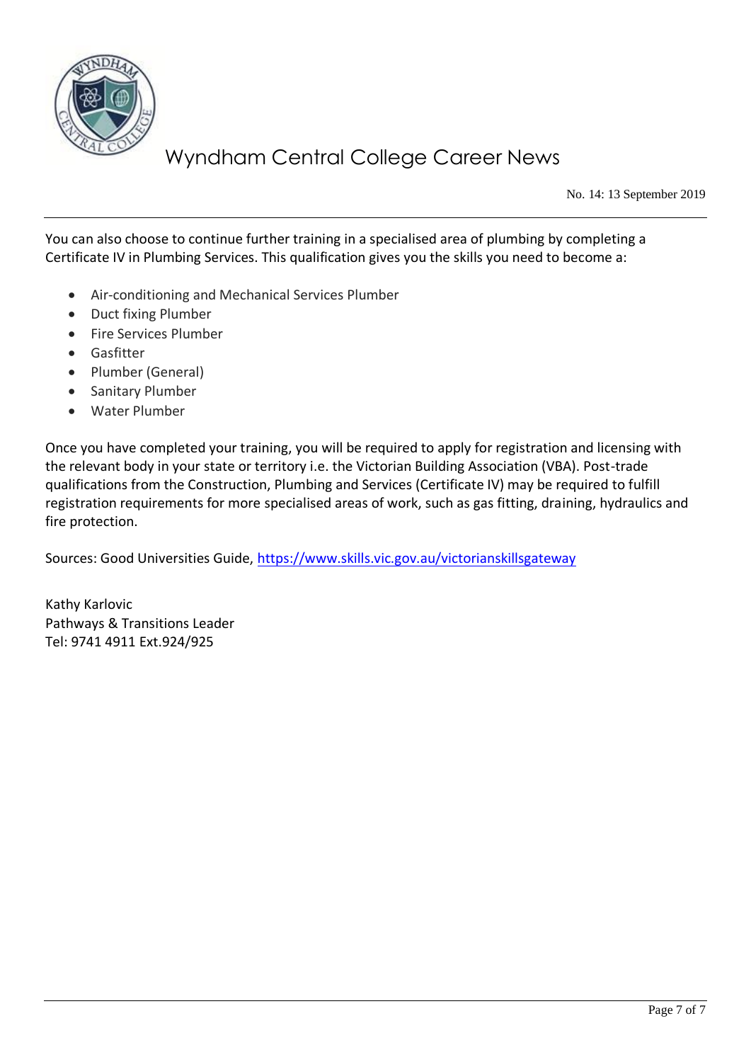You can also choose to continue further training in a specialised area of plumbing by completing a Certificate IV in Plumbing Services. This qualification gives you the skills you need to become a:

- Air-conditioning and Mechanical Services Plumber
- Duct fixing Plumber
- Fire Services Plumber
- Gasfitter
- Plumber (General)
- Sanitary Plumber
- Water Plumber

Once you have completed your training, you will be required to apply for registration and licensing with the relevant body in your state or territory i.e. the Victorian Building Association (VBA). Post-trade qualifications from the Construction, Plumbing and Services (Certificate IV) may be required to fulfill registration requirements for more specialised areas of work, such as gas fitting, draining, hydraulics and fire protection.

Sources: Good Universities Guide, https://www.skills.vic.gov.au/victorianskillsgateway

Kathy Karlovic
Pathways & Transitions Leader
Tel: 9741 4911 Ext.924/925